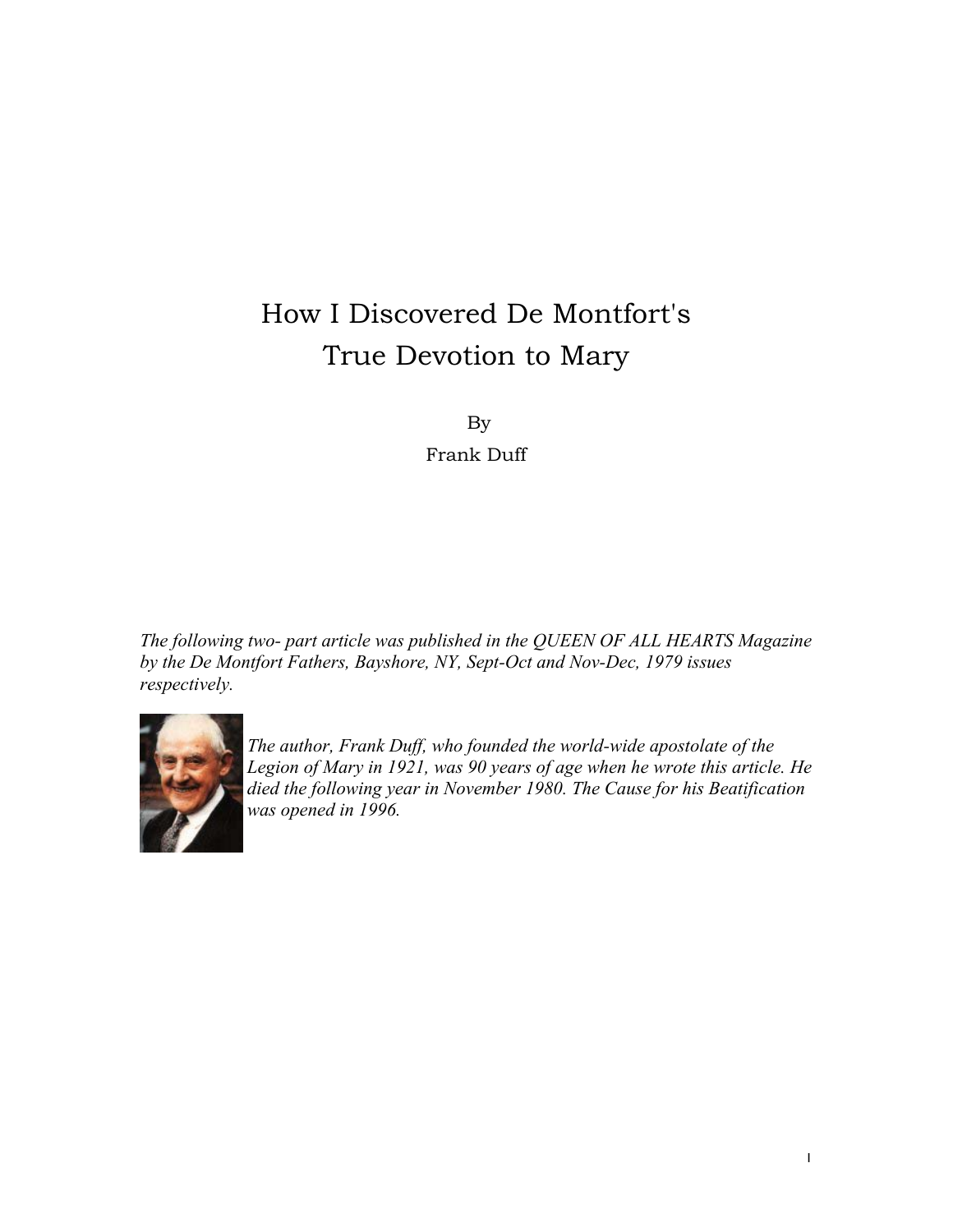# How I Discovered De Montfort's True Devotion to Mary

By

Frank Duff

*The following two- part article was published in the QUEEN OF ALL HEARTS Magazine by the De Montfort Fathers, Bayshore, NY, Sept-Oct and Nov-Dec, 1979 issues respectively.*

*The author, Frank Duff, who founded the world-wide apostolate of the Legion of Mary in 1921, was 90 years of age when he wrote this article. He died the following year in November 1980. The Cause for his Beatification was opened in 1996.*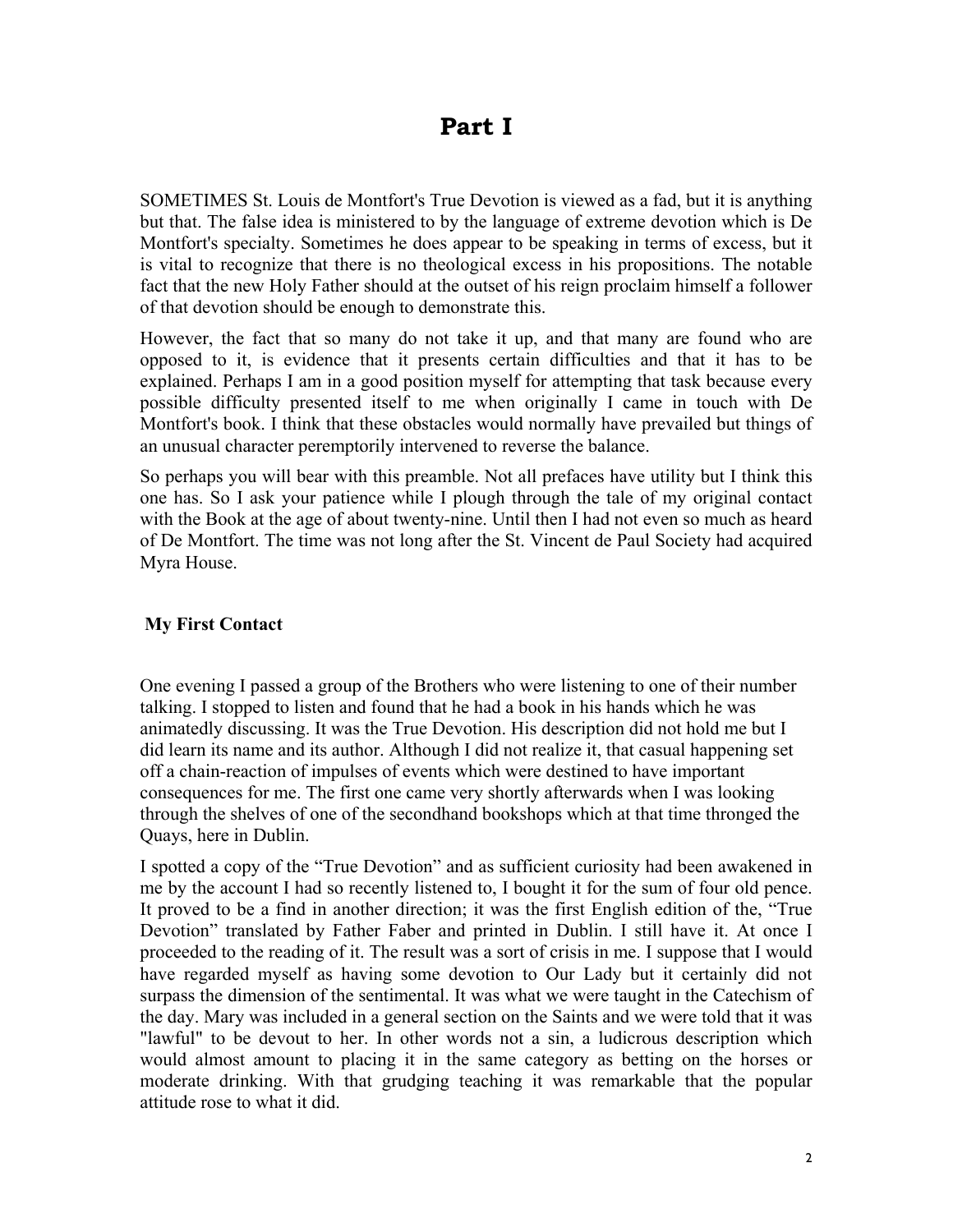# Part I

SOMETIMES St. Louis de Montfort's True Devotion is viewed as a fad, but it is anything but that. The false idea is ministered to by the language of extreme devotion which is De Montfort's specialty. Sometimes he does appear to be speaking in terms of excess, but it is vital to recognize that there is no theological excess in his propositions. The notable fact that the new Holy Father should at the outset of his reign proclaim himself a follower of that devotion should be enough to demonstrate this.

However, the fact that so many do not take it up, and that many are found who are opposed to it, is evidence that it presents certain difficulties and that it has to be explained. Perhaps I am in a good position myself for attempting that task because every possible difficulty presented itself to me when originally I came in touch with De Montfort's book. I think that these obstacles would normally have prevailed but things of an unusual character peremptorily intervened to reverse the balance.

So perhaps you will bear with this preamble. Not all prefaces have utility but I think this one has. So I ask your patience while I plough through the tale of my original contact with the Book at the age of about twenty-nine. Until then I had not even so much as heard of De Montfort. The time was not long after the St. Vincent de Paul Society had acquired Myra House.

## My First Contact

One evening I passed a group of the Brothers who were listening to one of their number talking. I stopped to listen and found that he had a book in his hands which he was animatedly discussing. It was the True Devotion. His description did not hold me but I did learn its name and its author. Although I did not realize it, that casual happening set off a chain-reaction of impulses of events which were destined to have important consequences for me. The first one came very shortly afterwards when I was looking through the shelves of one of the secondhand bookshops which at that time thronged the Quays, here in Dublin.

I spotted a copy of the "True Devotion" and as sufficient curiosity had been awakened in me by the account I had so recently listened to, I bought it for the sum of four old pence. It proved to be a find in another direction; it was the first English edition of the, "True Devotion" translated by Father Faber and printed in Dublin. I still have it. At once I proceeded to the reading of it. The result was a sort of crisis in me. I suppose that I would have regarded myself as having some devotion to Our Lady but it certainly did not surpass the dimension of the sentimental. It was what we were taught in the Catechism of the day. Mary was included in a general section on the Saints and we were told that it was "lawful" to be devout to her. In other words not a sin, a ludicrous description which would almost amount to placing it in the same category as betting on the horses or moderate drinking. With that grudging teaching it was remarkable that the popular attitude rose to what it did.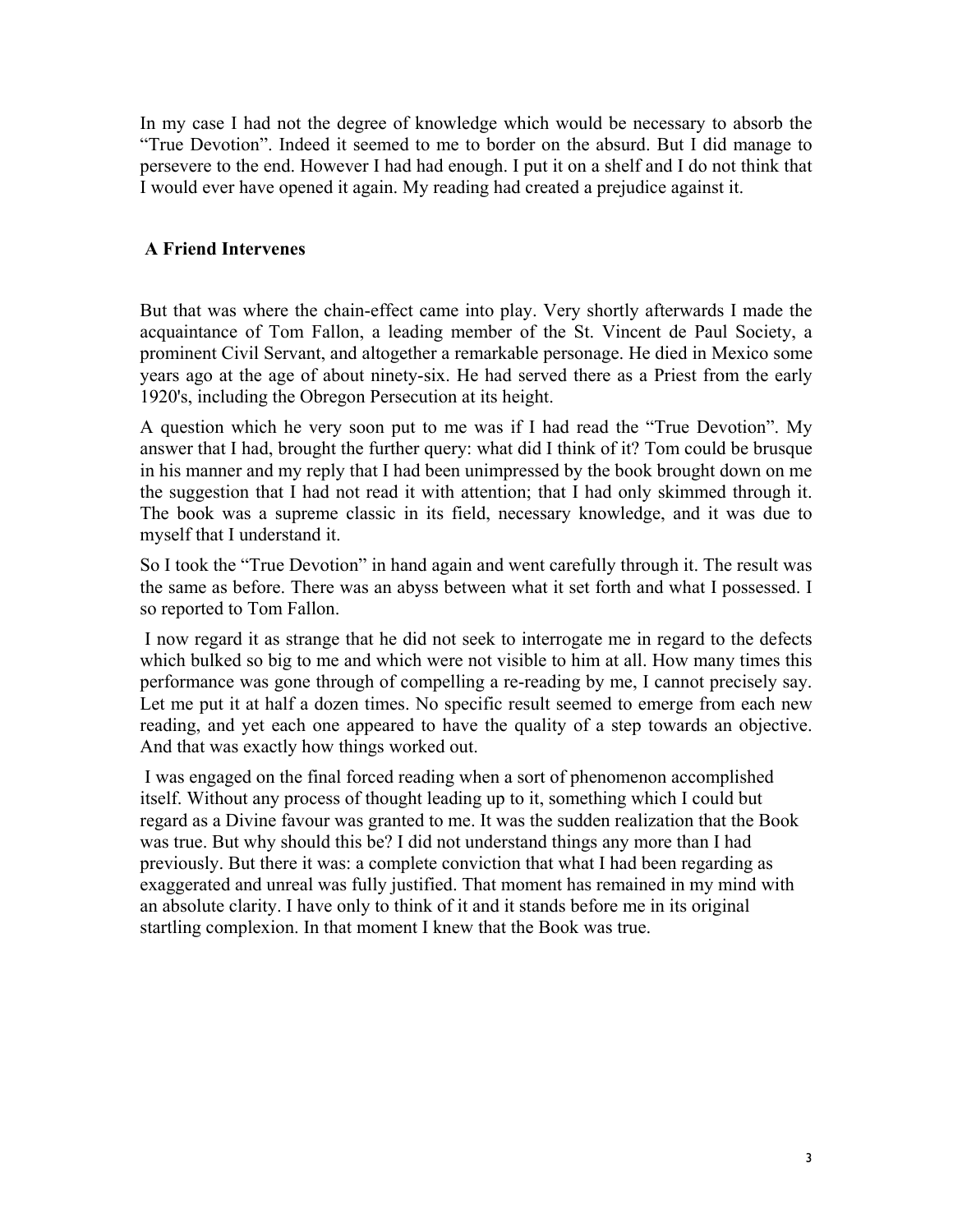In my case I had not the degree of knowledge which would be necessary to absorb the "True Devotion". Indeed it seemed to me to border on the absurd. But I did manage to persevere to the end. However I had had enough. I put it on a shelf and I do not think that I would ever have opened it again. My reading had created a prejudice against it.

## A Friend Intervenes

But that was where the chain-effect came into play. Very shortly afterwards I made the acquaintance of Tom Fallon, a leading member of the St. Vincent de Paul Society, a prominent Civil Servant, and altogether a remarkable personage. He died in Mexico some years ago at the age of about ninety-six. He had served there as a Priest from the early 1920's, including the Obregon Persecution at its height.

A question which he very soon put to me was if I had read the "True Devotion". My answer that I had, brought the further query: what did I think of it? Tom could be brusque in his manner and my reply that I had been unimpressed by the book brought down on me the suggestion that I had not read it with attention; that I had only skimmed through it. The book was a supreme classic in its field, necessary knowledge, and it was due to myself that I understand it.

So I took the "True Devotion" in hand again and went carefully through it. The result was the same as before. There was an abyss between what it set forth and what I possessed. I so reported to Tom Fallon.

I now regard it as strange that he did not seek to interrogate me in regard to the defects which bulked so big to me and which were not visible to him at all. How many times this performance was gone through of compelling a re-reading by me, I cannot precisely say. Let me put it at half a dozen times. No specific result seemed to emerge from each new reading, and yet each one appeared to have the quality of a step towards an objective. And that was exactly how things worked out.

I was engaged on the final forced reading when a sort of phenomenon accomplished itself. Without any process of thought leading up to it, something which I could but regard as a Divine favour was granted to me. It was the sudden realization that the Book was true. But why should this be? I did not understand things any more than I had previously. But there it was: a complete conviction that what I had been regarding as exaggerated and unreal was fully justified. That moment has remained in my mind with an absolute clarity. I have only to think of it and it stands before me in its original startling complexion. In that moment I knew that the Book was true.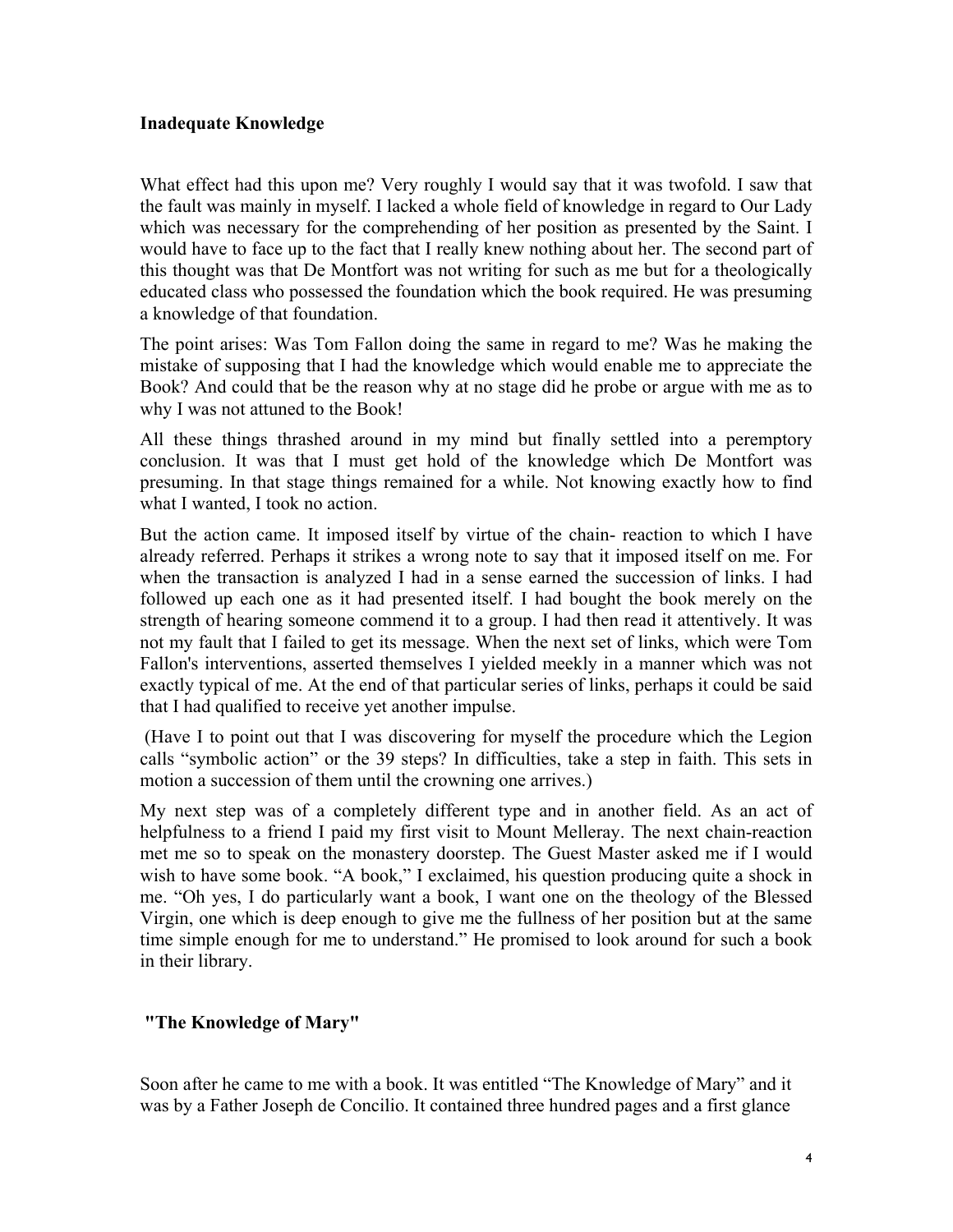### Inadequate Knowledge

What effect had this upon me? Very roughly I would say that it was twofold. I saw that the fault was mainly in myself. I lacked a whole field of knowledge in regard to Our Lady which was necessary for the comprehending of her position as presented by the Saint. I would have to face up to the fact that I really knew nothing about her. The second part of this thought was that De Montfort was not writing for such as me but for a theologically educated class who possessed the foundation which the book required. He was presuming a knowledge of that foundation.

The point arises: Was Tom Fallon doing the same in regard to me? Was he making the mistake of supposing that I had the knowledge which would enable me to appreciate the Book? And could that be the reason why at no stage did he probe or argue with me as to why I was not attuned to the Book!

All these things thrashed around in my mind but finally settled into a peremptory conclusion. It was that I must get hold of the knowledge which De Montfort was presuming. In that stage things remained for a while. Not knowing exactly how to find what I wanted, I took no action.

But the action came. It imposed itself by virtue of the chain- reaction to which I have already referred. Perhaps it strikes a wrong note to say that it imposed itself on me. For when the transaction is analyzed I had in a sense earned the succession of links. I had followed up each one as it had presented itself. I had bought the book merely on the strength of hearing someone commend it to a group. I had then read it attentively. It was not my fault that I failed to get its message. When the next set of links, which were Tom Fallon's interventions, asserted themselves I yielded meekly in a manner which was not exactly typical of me. At the end of that particular series of links, perhaps it could be said that I had qualified to receive yet another impulse.

(Have I to point out that I was discovering for myself the procedure which the Legion calls "symbolic action" or the 39 steps? In difficulties, take a step in faith. This sets in motion a succession of them until the crowning one arrives.)

My next step was of a completely different type and in another field. As an act of helpfulness to a friend I paid my first visit to Mount Melleray. The next chain-reaction met me so to speak on the monastery doorstep. The Guest Master asked me if I would wish to have some book. "A book," I exclaimed, his question producing quite a shock in me. "Oh yes, I do particularly want a book, I want one on the theology of the Blessed Virgin, one which is deep enough to give me the fullness of her position but at the same time simple enough for me to understand." He promised to look around for such a book in their library.

### "The Knowledge of Mary"

Soon after he came to me with a book. It was entitled "The Knowledge of Mary" and it was by a Father Joseph de Concilio. It contained three hundred pages and a first glance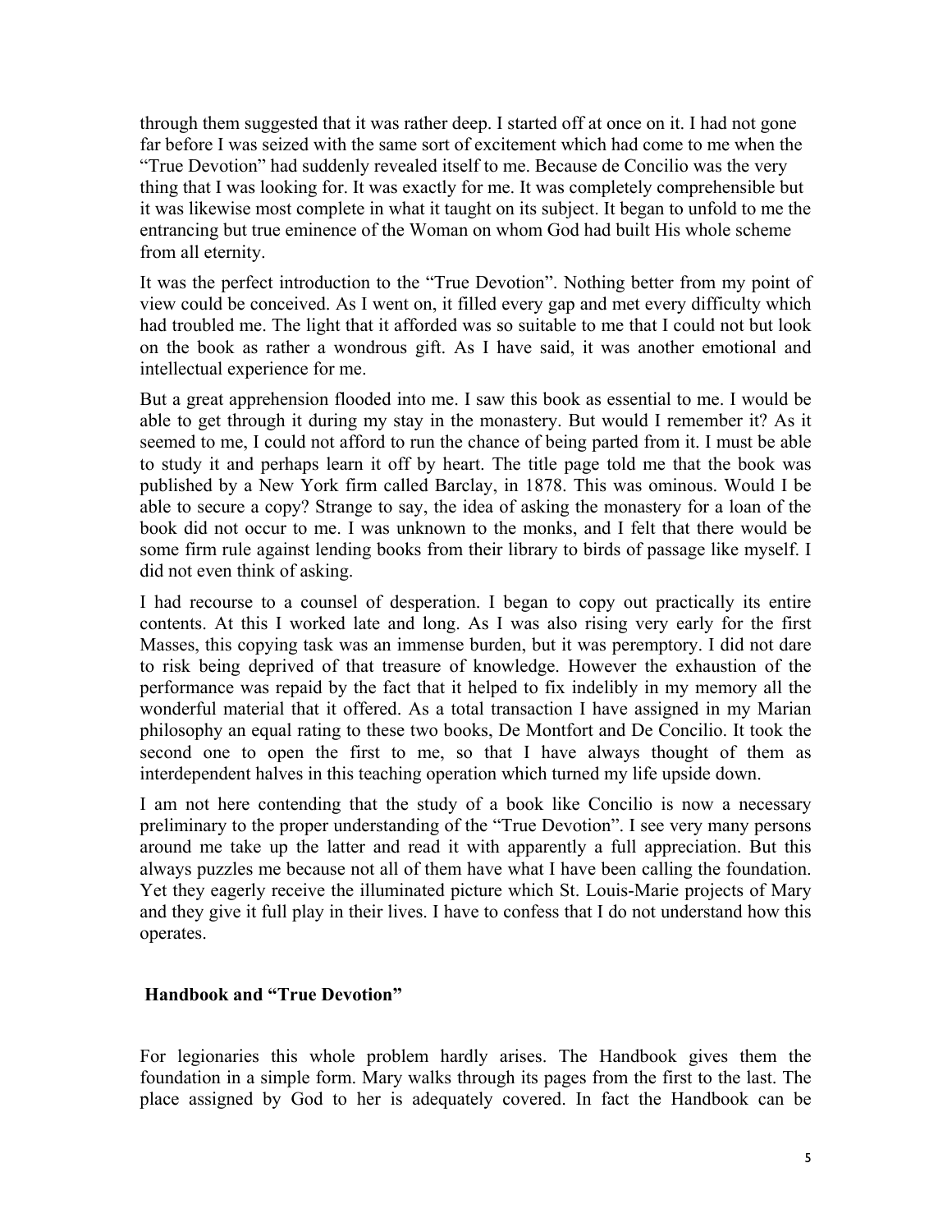through them suggested that it was rather deep. I started off at once on it. I had not gone far before I was seized with the same sort of excitement which had come to me when the "True Devotion" had suddenly revealed itself to me. Because de Concilio was the very thing that I was looking for. It was exactly for me. It was completely comprehensible but it was likewise most complete in what it taught on its subject. It began to unfold to me the entrancing but true eminence of the Woman on whom God had built His whole scheme from all eternity.

It was the perfect introduction to the "True Devotion". Nothing better from my point of view could be conceived. As I went on, it filled every gap and met every difficulty which had troubled me. The light that it afforded was so suitable to me that I could not but look on the book as rather a wondrous gift. As I have said, it was another emotional and intellectual experience for me.

But a great apprehension flooded into me. I saw this book as essential to me. I would be able to get through it during my stay in the monastery. But would I remember it? As it seemed to me, I could not afford to run the chance of being parted from it. I must be able to study it and perhaps learn it off by heart. The title page told me that the book was published by a New York firm called Barclay, in 1878. This was ominous. Would I be able to secure a copy? Strange to say, the idea of asking the monastery for a loan of the book did not occur to me. I was unknown to the monks, and I felt that there would be some firm rule against lending books from their library to birds of passage like myself. I did not even think of asking.

I had recourse to a counsel of desperation. I began to copy out practically its entire contents. At this I worked late and long. As I was also rising very early for the first Masses, this copying task was an immense burden, but it was peremptory. I did not dare to risk being deprived of that treasure of knowledge. However the exhaustion of the performance was repaid by the fact that it helped to fix indelibly in my memory all the wonderful material that it offered. As a total transaction I have assigned in my Marian philosophy an equal rating to these two books, De Montfort and De Concilio. It took the second one to open the first to me, so that I have always thought of them as interdependent halves in this teaching operation which turned my life upside down.

I am not here contending that the study of a book like Concilio is now a necessary preliminary to the proper understanding of the "True Devotion". I see very many persons around me take up the latter and read it with apparently a full appreciation. But this always puzzles me because not all of them have what I have been calling the foundation. Yet they eagerly receive the illuminated picture which St. Louis-Marie projects of Mary and they give it full play in their lives. I have to confess that I do not understand how this operates.

### Handbook and "True Devotion"

For legionaries this whole problem hardly arises. The Handbook gives them the foundation in a simple form. Mary walks through its pages from the first to the last. The place assigned by God to her is adequately covered. In fact the Handbook can be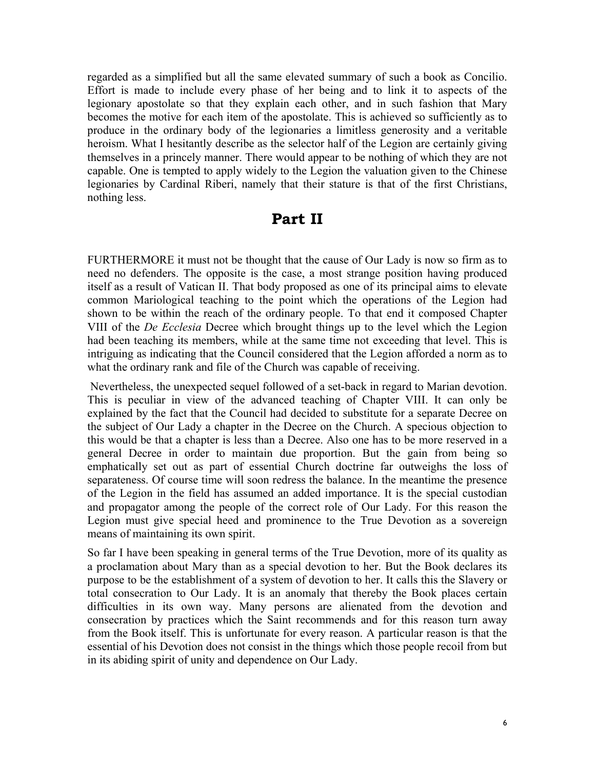regarded as a simplified but all the same elevated summary of such a book as Concilio. Effort is made to include every phase of her being and to link it to aspects of the legionary apostolate so that they explain each other, and in such fashion that Mary becomes the motive for each item of the apostolate. This is achieved so sufficiently as to produce in the ordinary body of the legionaries a limitless generosity and a veritable heroism. What I hesitantly describe as the selector half of the Legion are certainly giving themselves in a princely manner. There would appear to be nothing of which they are not capable. One is tempted to apply widely to the Legion the valuation given to the Chinese legionaries by Cardinal Riberi, namely that their stature is that of the first Christians, nothing less.

## Part II

FURTHERMORE it must not be thought that the cause of Our Lady is now so firm as to need no defenders. The opposite is the case, a most strange position having produced itself as a result of Vatican II. That body proposed as one of its principal aims to elevate common Mariological teaching to the point which the operations of the Legion had shown to be within the reach of the ordinary people. To that end it composed Chapter VIII of the *De Ecclesia* Decree which brought things up to the level which the Legion had been teaching its members, while at the same time not exceeding that level. This is intriguing as indicating that the Council considered that the Legion afforded a norm as to what the ordinary rank and file of the Church was capable of receiving.

Nevertheless, the unexpected sequel followed of a set-back in regard to Marian devotion. This is peculiar in view of the advanced teaching of Chapter VIII. It can only be explained by the fact that the Council had decided to substitute for a separate Decree on the subject of Our Lady a chapter in the Decree on the Church. A specious objection to this would be that a chapter is less than a Decree. Also one has to be more reserved in a general Decree in order to maintain due proportion. But the gain from being so emphatically set out as part of essential Church doctrine far outweighs the loss of separateness. Of course time will soon redress the balance. In the meantime the presence of the Legion in the field has assumed an added importance. It is the special custodian and propagator among the people of the correct role of Our Lady. For this reason the Legion must give special heed and prominence to the True Devotion as a sovereign means of maintaining its own spirit.

So far I have been speaking in general terms of the True Devotion, more of its quality as a proclamation about Mary than as a special devotion to her. But the Book declares its purpose to be the establishment of a system of devotion to her. It calls this the Slavery or total consecration to Our Lady. It is an anomaly that thereby the Book places certain difficulties in its own way. Many persons are alienated from the devotion and consecration by practices which the Saint recommends and for this reason turn away from the Book itself. This is unfortunate for every reason. A particular reason is that the essential of his Devotion does not consist in the things which those people recoil from but in its abiding spirit of unity and dependence on Our Lady.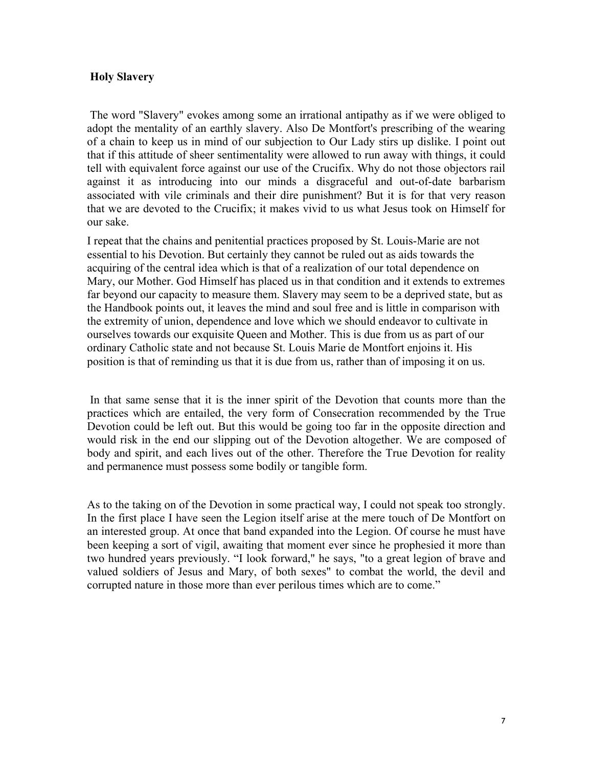**Holy Slavery**

The word "Slavery" evokes among some an irrational antipathy as if we were obliged to adopt the mentality of an earthly slavery. Also De Montfort's prescribing of the wearing of a chain to keep us in mind of our subjection to Our Lady stirs up dislike. I point out that if this attitude of sheer sentimentality were allowed to run away with things, it could tell with equivalent force against our use of the Crucifix. Why do not those objectors rail against it as introducing into our minds a disgraceful and out-of-date barbarism associated with vile criminals and their dire punishment? But it is for that very reason that we are devoted to the Crucifix; it makes vivid to us what Jesus took on Himself for our sake.

I repeat that the chains and penitential practices proposed by St. Louis-Marie are not essential to his Devotion. But certainly they cannot be ruled out as aids towards the acquiring of the central idea which is that of a realization of our total dependence on Mary, our Mother. God Himself has placed us in that condition and it extends to extremes far beyond our capacity to measure them. Slavery may seem to be a deprived state, but as the Handbook points out, it leaves the mind and soul free and is little in comparison with the extremity of union, dependence and love which we should endeavor to cultivate in ourselves towards our exquisite Queen and Mother. This is due from us as part of our ordinary Catholic state and not because St. Louis Marie de Montfort enjoins it. His position is that of reminding us that it is due from us, rather than of imposing it on us.

In that same sense that it is the inner spirit of the Devotion that counts more than the practices which are entailed, the very form of Consecration recommended by the True Devotion could be left out. But this would be going too far in the opposite direction and would risk in the end our slipping out of the Devotion altogether. We are composed of body and spirit, and each lives out of the other. Therefore the True Devotion for reality and permanence must possess some bodily or tangible form.

As to the taking on of the Devotion in some practical way, I could not speak too strongly. In the first place I have seen the Legion itself arise at the mere touch of De Montfort on an interested group. At once that band expanded into the Legion. Of course he must have been keeping a sort of vigil, awaiting that moment ever since he prophesied it more than two hundred years previously. "I look forward," he says, "to a great legion of brave and valued soldiers of Jesus and Mary, of both sexes" to combat the world, the devil and corrupted nature in those more than ever perilous times which are to come."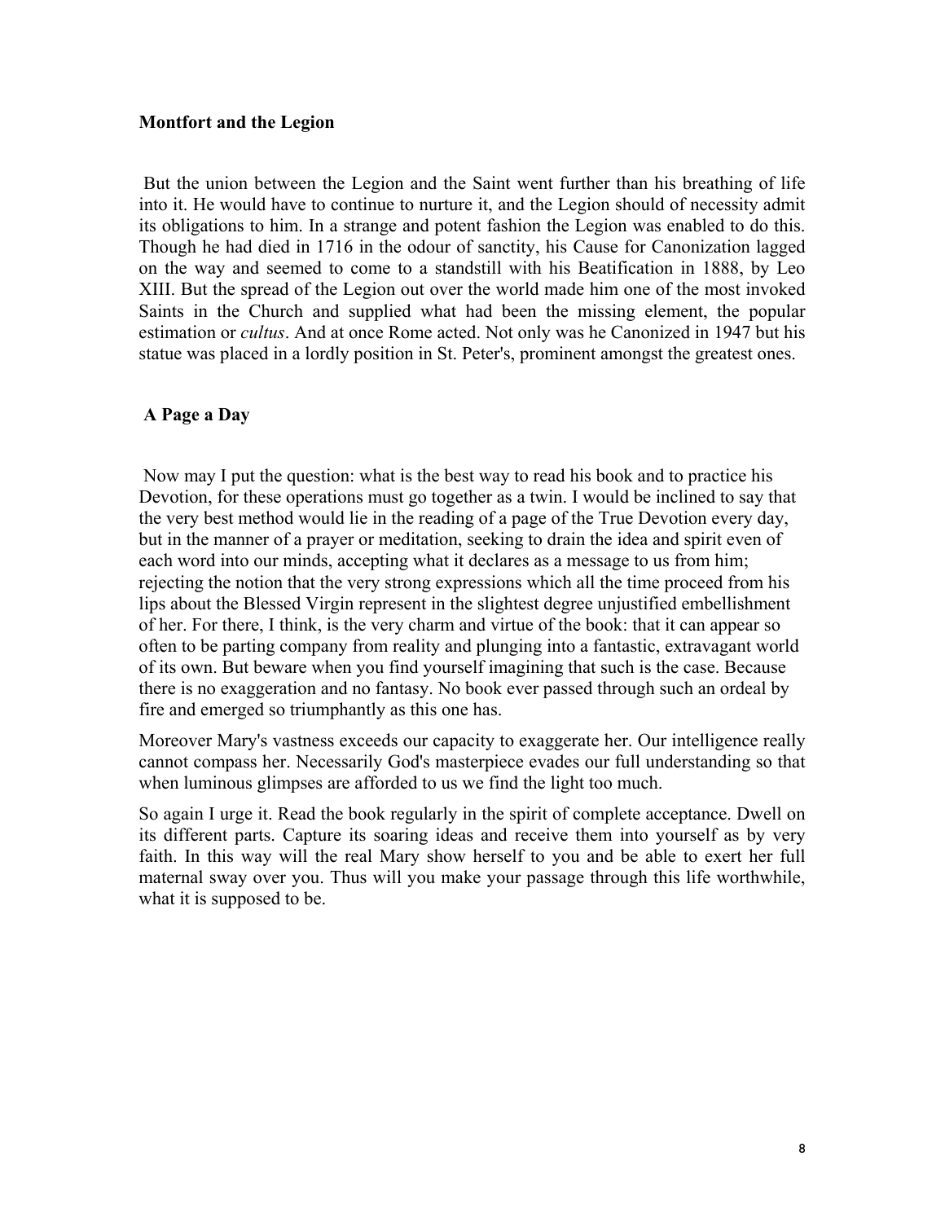### Montfort and the Legion

But the union between the Legion and the Saint went further than his breathing of life into it. He would have to continue to nurture it, and the Legion should of necessity admit its obligations to him. In a strange and potent fashion the Legion was enabled to do this. Though he had died in 1716 in the odour of sanctity, his Cause for Canonization lagged on the way and seemed to come to a standstill with his Beatification in 1888, by Leo XIII. But the spread of the Legion out over the world made him one of the most invoked Saints in the Church and supplied what had been the missing element, the popular estimation or *cultus*. And at once Rome acted. Not only was he Canonized in 1947 but his statue was placed in a lordly position in St. Peter's, prominent amongst the greatest ones.

### A Page a Day

Now may I put the question: what is the best way to read his book and to practice his Devotion, for these operations must go together as a twin. I would be inclined to say that the very best method would lie in the reading of a page of the True Devotion every day, but in the manner of a prayer or meditation, seeking to drain the idea and spirit even of each word into our minds, accepting what it declares as a message to us from him; rejecting the notion that the very strong expressions which all the time proceed from his lips about the Blessed Virgin represent in the slightest degree unjustified embellishment of her. For there, I think, is the very charm and virtue of the book: that it can appear so often to be parting company from reality and plunging into a fantastic, extravagant world of its own. But beware when you find yourself imagining that such is the case. Because there is no exaggeration and no fantasy. No book ever passed through such an ordeal by fire and emerged so triumphantly as this one has.

Moreover Mary's vastness exceeds our capacity to exaggerate her. Our intelligence really cannot compass her. Necessarily God's masterpiece evades our full understanding so that when luminous glimpses are afforded to us we find the light too much.

So again I urge it. Read the book regularly in the spirit of complete acceptance. Dwell on its different parts. Capture its soaring ideas and receive them into yourself as by very faith. In this way will the real Mary show herself to you and be able to exert her full maternal sway over you. Thus will you make your passage through this life worthwhile, what it is supposed to be.